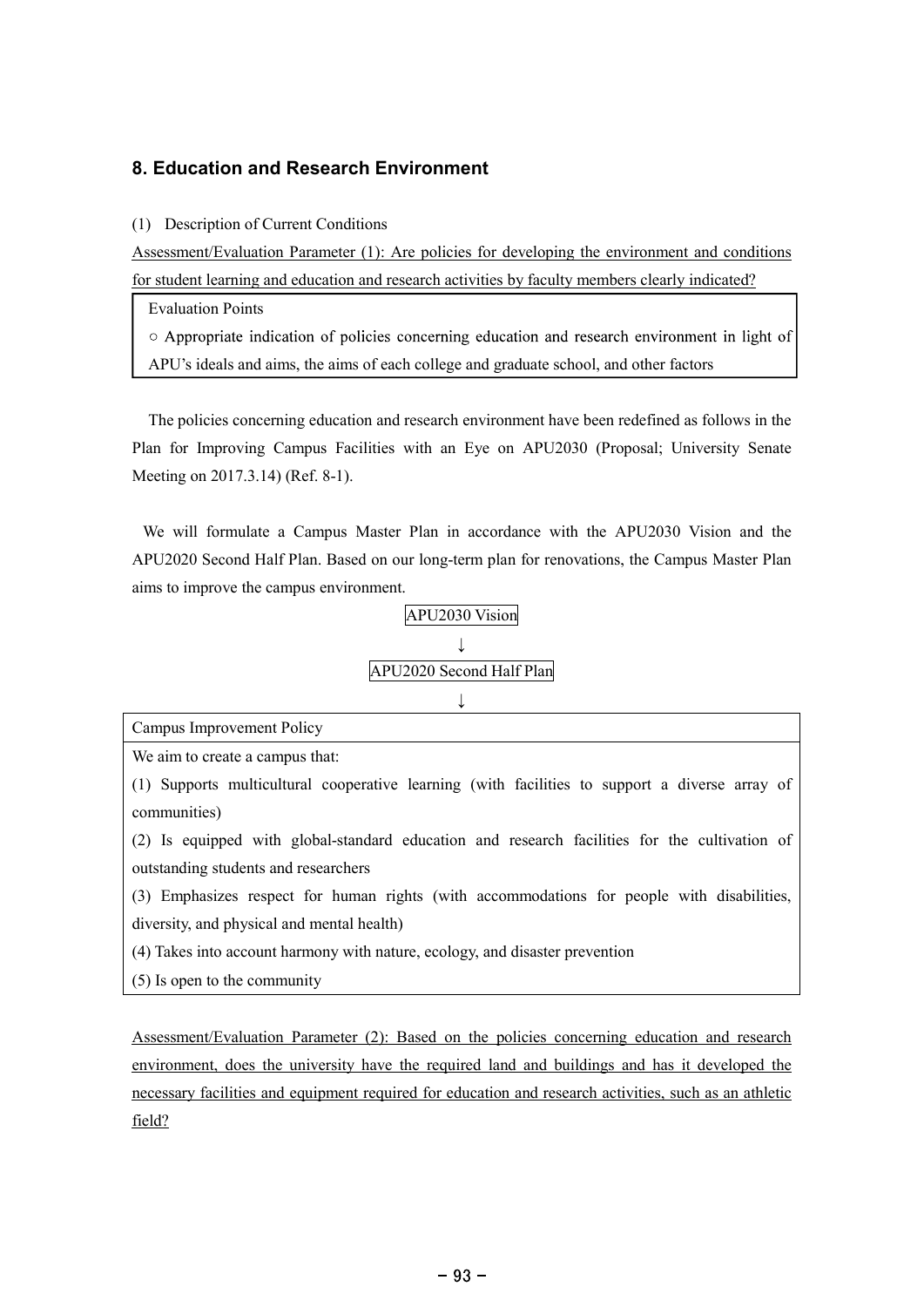## 8. Education and Research Environment

(1) Description of Current Conditions

Assessment/Evaluation Parameter (1): Are policies for developing the environment and conditions for student learning and education and research activities by faculty members clearly indicated?

| Evaluation Points |
| --- |
| ○ Appropriate indication of policies concerning education and research environment in light of APU's ideals and aims, the aims of each college and graduate school, and other factors |

The policies concerning education and research environment have been redefined as follows in the Plan for Improving Campus Facilities with an Eye on APU2030 (Proposal; University Senate Meeting on 2017.3.14) (Ref. 8-1).

We will formulate a Campus Master Plan in accordance with the APU2030 Vision and the APU2020 Second Half Plan. Based on our long-term plan for renovations, the Campus Master Plan aims to improve the campus environment.

APU2030 Vision

↓

APU2020 Second Half Plan

↓

| Campus Improvement Policy |
| --- |
| We aim to create a campus that:<br>(1) Supports multicultural cooperative learning (with facilities to support a diverse array of communities)<br>(2) Is equipped with global-standard education and research facilities for the cultivation of outstanding students and researchers<br>(3) Emphasizes respect for human rights (with accommodations for people with disabilities, diversity, and physical and mental health)<br>(4) Takes into account harmony with nature, ecology, and disaster prevention<br>(5) Is open to the community |

Assessment/Evaluation Parameter (2): Based on the policies concerning education and research environment, does the university have the required land and buildings and has it developed the necessary facilities and equipment required for education and research activities, such as an athletic field?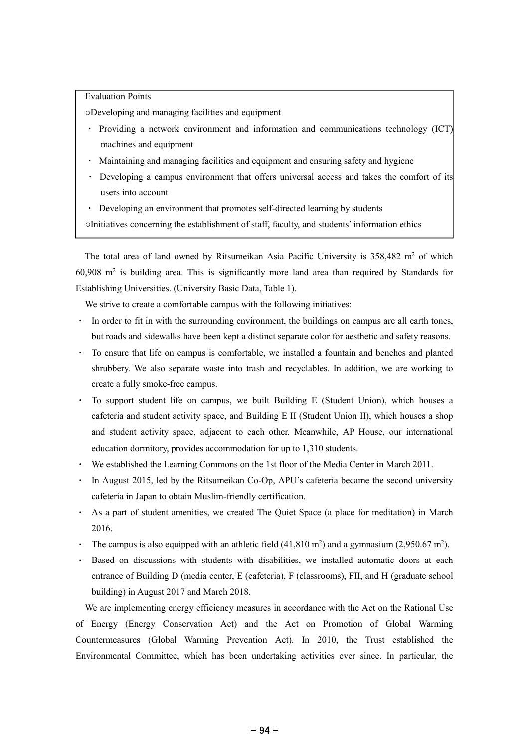Evaluation Points

○Developing and managing facilities and equipment

- Providing a network environment and information and communications technology (ICT) machines and equipment
- Maintaining and managing facilities and equipment and ensuring safety and hygiene
- Developing a campus environment that offers universal access and takes the comfort of its users into account
- Developing an environment that promotes self-directed learning by students

○Initiatives concerning the establishment of staff, faculty, and students' information ethics

The total area of land owned by Ritsumeikan Asia Pacific University is 358,482 m$^2$ of which 60,908 m$^2$ is building area. This is significantly more land area than required by Standards for Establishing Universities. (University Basic Data, Table 1).

We strive to create a comfortable campus with the following initiatives:

- In order to fit in with the surrounding environment, the buildings on campus are all earth tones, but roads and sidewalks have been kept a distinct separate color for aesthetic and safety reasons.
- To ensure that life on campus is comfortable, we installed a fountain and benches and planted shrubbery. We also separate waste into trash and recyclables. In addition, we are working to create a fully smoke-free campus.
- To support student life on campus, we built Building E (Student Union), which houses a cafeteria and student activity space, and Building E II (Student Union II), which houses a shop and student activity space, adjacent to each other. Meanwhile, AP House, our international education dormitory, provides accommodation for up to 1,310 students.
- We established the Learning Commons on the 1st floor of the Media Center in March 2011.
- In August 2015, led by the Ritsumeikan Co-Op, APU's cafeteria became the second university cafeteria in Japan to obtain Muslim-friendly certification.
- As a part of student amenities, we created The Quiet Space (a place for meditation) in March 2016.
- The campus is also equipped with an athletic field (41,810 m$^2$) and a gymnasium (2,950.67 m$^2$).
- Based on discussions with students with disabilities, we installed automatic doors at each entrance of Building D (media center, E (cafeteria), F (classrooms), FII, and H (graduate school building) in August 2017 and March 2018.

We are implementing energy efficiency measures in accordance with the Act on the Rational Use of Energy (Energy Conservation Act) and the Act on Promotion of Global Warming Countermeasures (Global Warming Prevention Act). In 2010, the Trust established the Environmental Committee, which has been undertaking activities ever since. In particular, the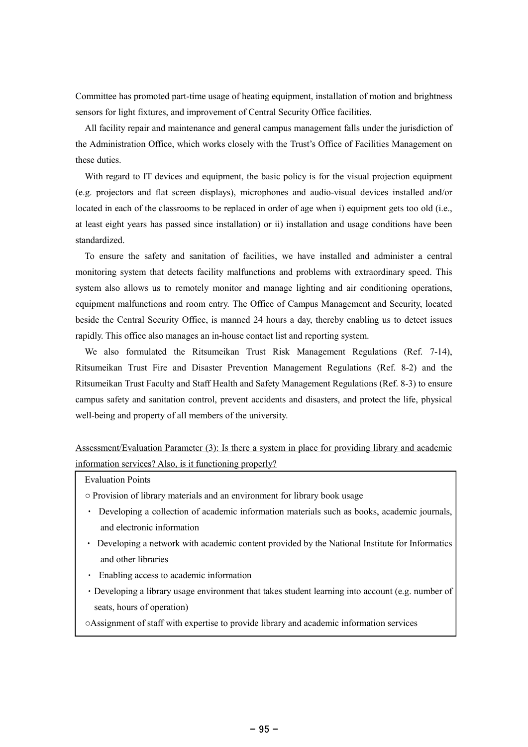Committee has promoted part-time usage of heating equipment, installation of motion and brightness sensors for light fixtures, and improvement of Central Security Office facilities.

All facility repair and maintenance and general campus management falls under the jurisdiction of the Administration Office, which works closely with the Trust's Office of Facilities Management on these duties.

With regard to IT devices and equipment, the basic policy is for the visual projection equipment (e.g. projectors and flat screen displays), microphones and audio-visual devices installed and/or located in each of the classrooms to be replaced in order of age when i) equipment gets too old (i.e., at least eight years has passed since installation) or ii) installation and usage conditions have been standardized.

To ensure the safety and sanitation of facilities, we have installed and administer a central monitoring system that detects facility malfunctions and problems with extraordinary speed. This system also allows us to remotely monitor and manage lighting and air conditioning operations, equipment malfunctions and room entry. The Office of Campus Management and Security, located beside the Central Security Office, is manned 24 hours a day, thereby enabling us to detect issues rapidly. This office also manages an in-house contact list and reporting system.

We also formulated the Ritsumeikan Trust Risk Management Regulations (Ref. 7-14), Ritsumeikan Trust Fire and Disaster Prevention Management Regulations (Ref. 8-2) and the Ritsumeikan Trust Faculty and Staff Health and Safety Management Regulations (Ref. 8-3) to ensure campus safety and sanitation control, prevent accidents and disasters, and protect the life, physical well-being and property of all members of the university.

<u>Assessment/Evaluation Parameter (3): Is there a system in place for providing library and academic information services? Also, is it functioning properly?</u>

Evaluation Points

○ Provision of library materials and an environment for library book usage

- Developing a collection of academic information materials such as books, academic journals, and electronic information
- Developing a network with academic content provided by the National Institute for Informatics and other libraries
- Enabling access to academic information
- Developing a library usage environment that takes student learning into account (e.g. number of seats, hours of operation)

○Assignment of staff with expertise to provide library and academic information services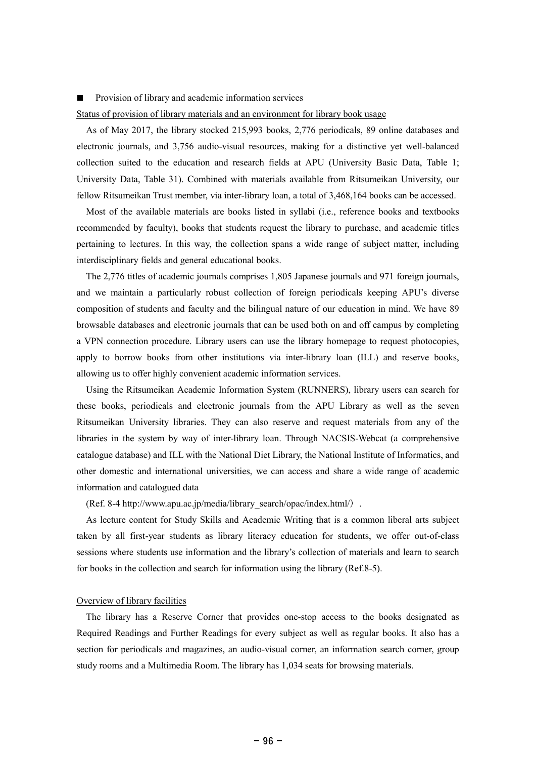■ Provision of library and academic information services

Status of provision of library materials and an environment for library book usage

As of May 2017, the library stocked 215,993 books, 2,776 periodicals, 89 online databases and electronic journals, and 3,756 audio-visual resources, making for a distinctive yet well-balanced collection suited to the education and research fields at APU (University Basic Data, Table 1; University Data, Table 31). Combined with materials available from Ritsumeikan University, our fellow Ritsumeikan Trust member, via inter-library loan, a total of 3,468,164 books can be accessed.

Most of the available materials are books listed in syllabi (i.e., reference books and textbooks recommended by faculty), books that students request the library to purchase, and academic titles pertaining to lectures. In this way, the collection spans a wide range of subject matter, including interdisciplinary fields and general educational books.

The 2,776 titles of academic journals comprises 1,805 Japanese journals and 971 foreign journals, and we maintain a particularly robust collection of foreign periodicals keeping APU's diverse composition of students and faculty and the bilingual nature of our education in mind. We have 89 browsable databases and electronic journals that can be used both on and off campus by completing a VPN connection procedure. Library users can use the library homepage to request photocopies, apply to borrow books from other institutions via inter-library loan (ILL) and reserve books, allowing us to offer highly convenient academic information services.

Using the Ritsumeikan Academic Information System (RUNNERS), library users can search for these books, periodicals and electronic journals from the APU Library as well as the seven Ritsumeikan University libraries. They can also reserve and request materials from any of the libraries in the system by way of inter-library loan. Through NACSIS-Webcat (a comprehensive catalogue database) and ILL with the National Diet Library, the National Institute of Informatics, and other domestic and international universities, we can access and share a wide range of academic information and catalogued data

(Ref. 8-4 http://www.apu.ac.jp/media/library_search/opac/index.html/）.

As lecture content for Study Skills and Academic Writing that is a common liberal arts subject taken by all first-year students as library literacy education for students, we offer out-of-class sessions where students use information and the library's collection of materials and learn to search for books in the collection and search for information using the library (Ref.8-5).

Overview of library facilities

The library has a Reserve Corner that provides one-stop access to the books designated as Required Readings and Further Readings for every subject as well as regular books. It also has a section for periodicals and magazines, an audio-visual corner, an information search corner, group study rooms and a Multimedia Room. The library has 1,034 seats for browsing materials.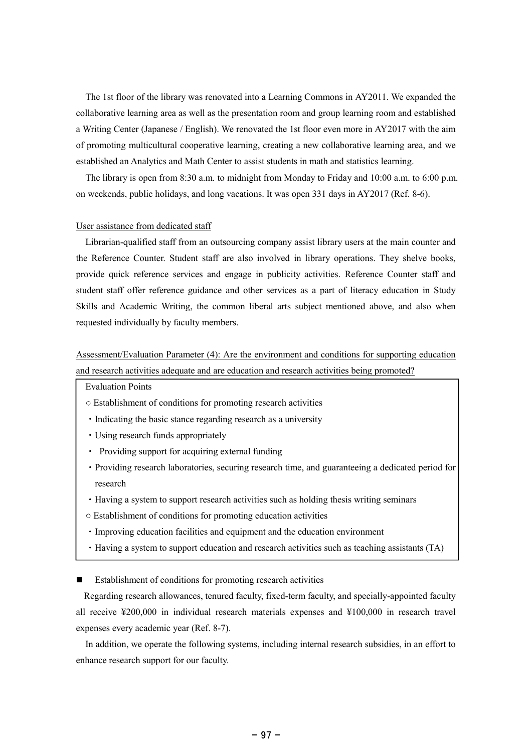The 1st floor of the library was renovated into a Learning Commons in AY2011. We expanded the collaborative learning area as well as the presentation room and group learning room and established a Writing Center (Japanese / English). We renovated the 1st floor even more in AY2017 with the aim of promoting multicultural cooperative learning, creating a new collaborative learning area, and we established an Analytics and Math Center to assist students in math and statistics learning.

The library is open from 8:30 a.m. to midnight from Monday to Friday and 10:00 a.m. to 6:00 p.m. on weekends, public holidays, and long vacations. It was open 331 days in AY2017 (Ref. 8-6).

<u>User assistance from dedicated staff</u>

Librarian-qualified staff from an outsourcing company assist library users at the main counter and the Reference Counter. Student staff are also involved in library operations. They shelve books, provide quick reference services and engage in publicity activities. Reference Counter staff and student staff offer reference guidance and other services as a part of literacy education in Study Skills and Academic Writing, the common liberal arts subject mentioned above, and also when requested individually by faculty members.

<u>Assessment/Evaluation Parameter (4): Are the environment and conditions for supporting education and research activities adequate and are education and research activities being promoted?</u>

> Evaluation Points
>
> ○ Establishment of conditions for promoting research activities
> - Indicating the basic stance regarding research as a university
> - Using research funds appropriately
> - Providing support for acquiring external funding
> - Providing research laboratories, securing research time, and guaranteeing a dedicated period for research
> - Having a system to support research activities such as holding thesis writing seminars
>
> ○ Establishment of conditions for promoting education activities
> - Improving education facilities and equipment and the education environment
> - Having a system to support education and research activities such as teaching assistants (TA)

■ Establishment of conditions for promoting research activities

Regarding research allowances, tenured faculty, fixed-term faculty, and specially-appointed faculty all receive ¥200,000 in individual research materials expenses and ¥100,000 in research travel expenses every academic year (Ref. 8-7).

In addition, we operate the following systems, including internal research subsidies, in an effort to enhance research support for our faculty.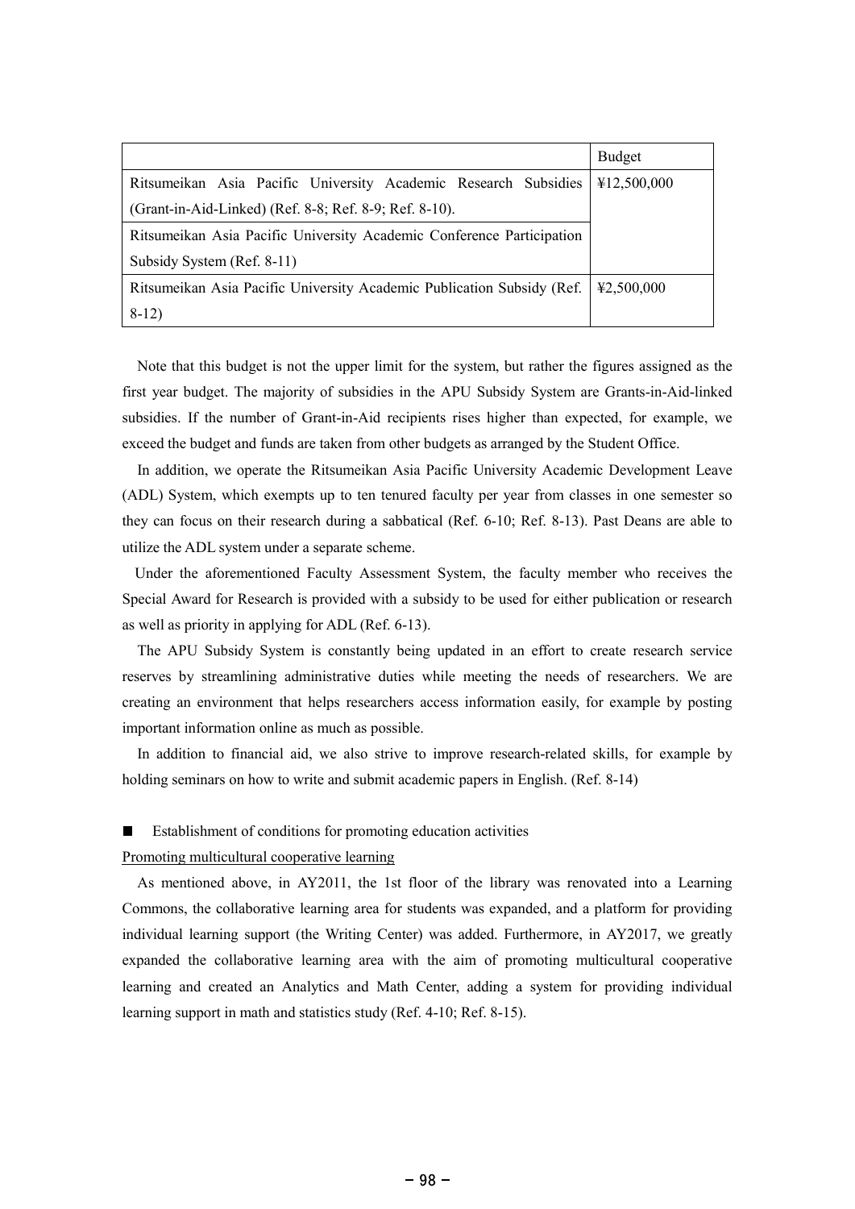| | Budget |
|---|---|
| Ritsumeikan Asia Pacific University Academic Research Subsidies (Grant-in-Aid-Linked) (Ref. 8-8; Ref. 8-9; Ref. 8-10). | ¥12,500,000 |
| Ritsumeikan Asia Pacific University Academic Conference Participation Subsidy System (Ref. 8-11) | |
| Ritsumeikan Asia Pacific University Academic Publication Subsidy (Ref. 8-12) | ¥2,500,000 |

Note that this budget is not the upper limit for the system, but rather the figures assigned as the first year budget. The majority of subsidies in the APU Subsidy System are Grants-in-Aid-linked subsidies. If the number of Grant-in-Aid recipients rises higher than expected, for example, we exceed the budget and funds are taken from other budgets as arranged by the Student Office.

In addition, we operate the Ritsumeikan Asia Pacific University Academic Development Leave (ADL) System, which exempts up to ten tenured faculty per year from classes in one semester so they can focus on their research during a sabbatical (Ref. 6-10; Ref. 8-13). Past Deans are able to utilize the ADL system under a separate scheme.

Under the aforementioned Faculty Assessment System, the faculty member who receives the Special Award for Research is provided with a subsidy to be used for either publication or research as well as priority in applying for ADL (Ref. 6-13).

The APU Subsidy System is constantly being updated in an effort to create research service reserves by streamlining administrative duties while meeting the needs of researchers. We are creating an environment that helps researchers access information easily, for example by posting important information online as much as possible.

In addition to financial aid, we also strive to improve research-related skills, for example by holding seminars on how to write and submit academic papers in English. (Ref. 8-14)

■ Establishment of conditions for promoting education activities

Promoting multicultural cooperative learning

As mentioned above, in AY2011, the 1st floor of the library was renovated into a Learning Commons, the collaborative learning area for students was expanded, and a platform for providing individual learning support (the Writing Center) was added. Furthermore, in AY2017, we greatly expanded the collaborative learning area with the aim of promoting multicultural cooperative learning and created an Analytics and Math Center, adding a system for providing individual learning support in math and statistics study (Ref. 4-10; Ref. 8-15).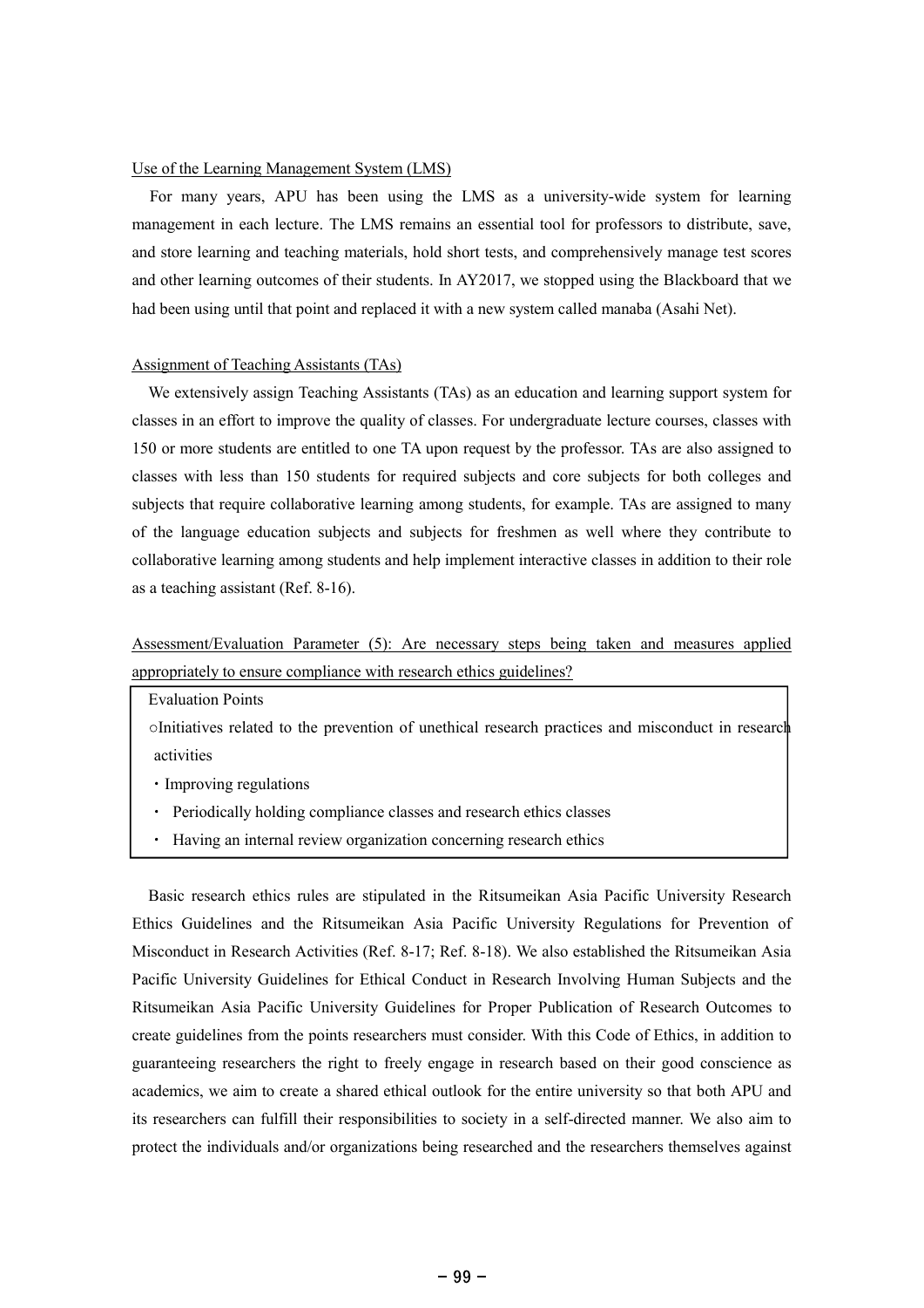Use of the Learning Management System (LMS)

For many years, APU has been using the LMS as a university-wide system for learning management in each lecture. The LMS remains an essential tool for professors to distribute, save, and store learning and teaching materials, hold short tests, and comprehensively manage test scores and other learning outcomes of their students. In AY2017, we stopped using the Blackboard that we had been using until that point and replaced it with a new system called manaba (Asahi Net).

Assignment of Teaching Assistants (TAs)

We extensively assign Teaching Assistants (TAs) as an education and learning support system for classes in an effort to improve the quality of classes. For undergraduate lecture courses, classes with 150 or more students are entitled to one TA upon request by the professor. TAs are also assigned to classes with less than 150 students for required subjects and core subjects for both colleges and subjects that require collaborative learning among students, for example. TAs are assigned to many of the language education subjects and subjects for freshmen as well where they contribute to collaborative learning among students and help implement interactive classes in addition to their role as a teaching assistant (Ref. 8-16).

Assessment/Evaluation Parameter (5): Are necessary steps being taken and measures applied appropriately to ensure compliance with research ethics guidelines?

> Evaluation Points
>
> ○Initiatives related to the prevention of unethical research practices and misconduct in research activities
>
> ・Improving regulations
>
> ・ Periodically holding compliance classes and research ethics classes
>
> ・ Having an internal review organization concerning research ethics

Basic research ethics rules are stipulated in the Ritsumeikan Asia Pacific University Research Ethics Guidelines and the Ritsumeikan Asia Pacific University Regulations for Prevention of Misconduct in Research Activities (Ref. 8-17; Ref. 8-18). We also established the Ritsumeikan Asia Pacific University Guidelines for Ethical Conduct in Research Involving Human Subjects and the Ritsumeikan Asia Pacific University Guidelines for Proper Publication of Research Outcomes to create guidelines from the points researchers must consider. With this Code of Ethics, in addition to guaranteeing researchers the right to freely engage in research based on their good conscience as academics, we aim to create a shared ethical outlook for the entire university so that both APU and its researchers can fulfill their responsibilities to society in a self-directed manner. We also aim to protect the individuals and/or organizations being researched and the researchers themselves against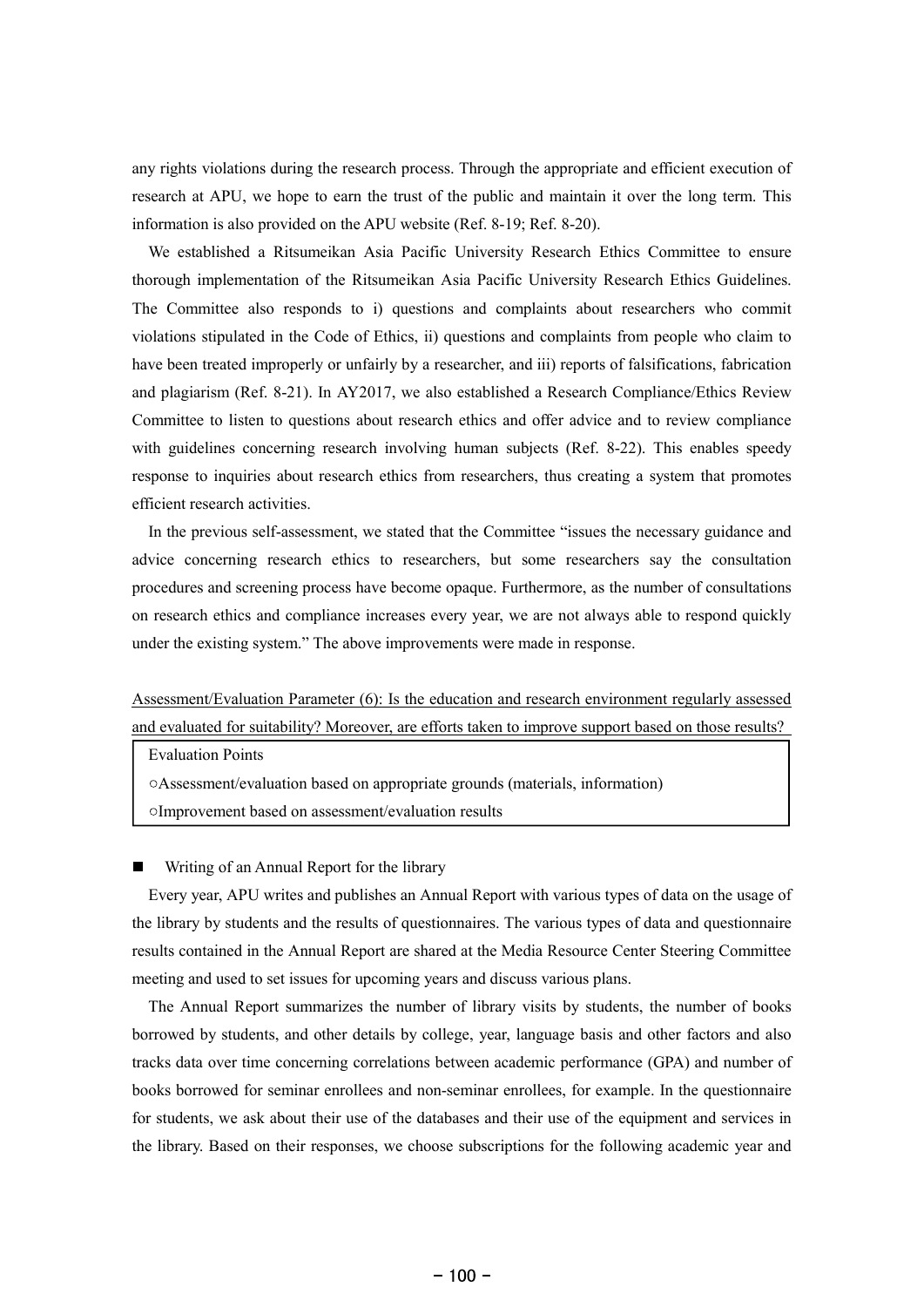any rights violations during the research process. Through the appropriate and efficient execution of research at APU, we hope to earn the trust of the public and maintain it over the long term. This information is also provided on the APU website (Ref. 8-19; Ref. 8-20).

We established a Ritsumeikan Asia Pacific University Research Ethics Committee to ensure thorough implementation of the Ritsumeikan Asia Pacific University Research Ethics Guidelines. The Committee also responds to i) questions and complaints about researchers who commit violations stipulated in the Code of Ethics, ii) questions and complaints from people who claim to have been treated improperly or unfairly by a researcher, and iii) reports of falsifications, fabrication and plagiarism (Ref. 8-21). In AY2017, we also established a Research Compliance/Ethics Review Committee to listen to questions about research ethics and offer advice and to review compliance with guidelines concerning research involving human subjects (Ref. 8-22). This enables speedy response to inquiries about research ethics from researchers, thus creating a system that promotes efficient research activities.

In the previous self-assessment, we stated that the Committee "issues the necessary guidance and advice concerning research ethics to researchers, but some researchers say the consultation procedures and screening process have become opaque. Furthermore, as the number of consultations on research ethics and compliance increases every year, we are not always able to respond quickly under the existing system." The above improvements were made in response.

<u>Assessment/Evaluation Parameter (6): Is the education and research environment regularly assessed and evaluated for suitability? Moreover, are efforts taken to improve support based on those results?</u>

| Evaluation Points |
|---|
| ○Assessment/evaluation based on appropriate grounds (materials, information) |
| ○Improvement based on assessment/evaluation results |

■ Writing of an Annual Report for the library

Every year, APU writes and publishes an Annual Report with various types of data on the usage of the library by students and the results of questionnaires. The various types of data and questionnaire results contained in the Annual Report are shared at the Media Resource Center Steering Committee meeting and used to set issues for upcoming years and discuss various plans.

The Annual Report summarizes the number of library visits by students, the number of books borrowed by students, and other details by college, year, language basis and other factors and also tracks data over time concerning correlations between academic performance (GPA) and number of books borrowed for seminar enrollees and non-seminar enrollees, for example. In the questionnaire for students, we ask about their use of the databases and their use of the equipment and services in the library. Based on their responses, we choose subscriptions for the following academic year and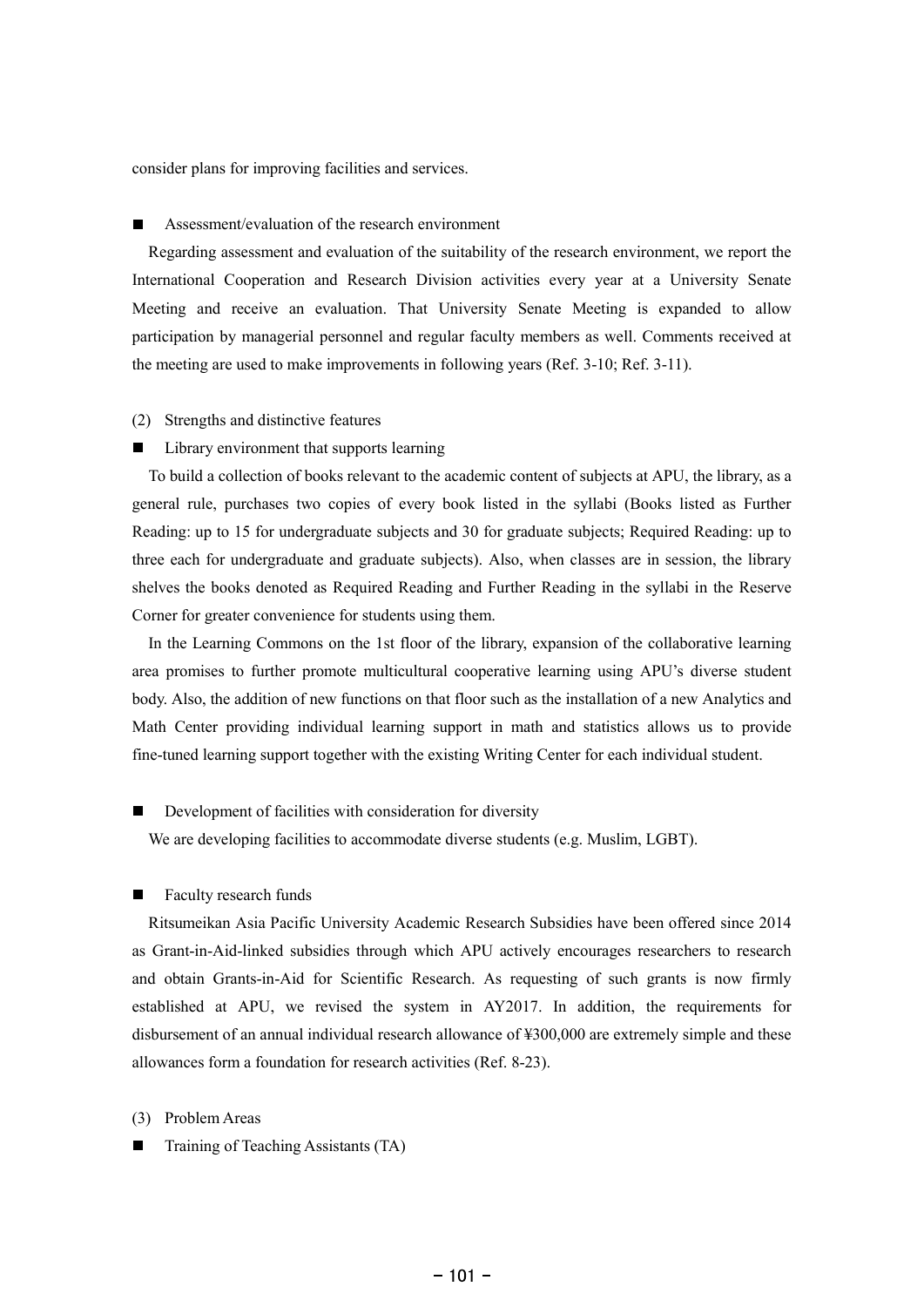consider plans for improving facilities and services.

■ Assessment/evaluation of the research environment

Regarding assessment and evaluation of the suitability of the research environment, we report the International Cooperation and Research Division activities every year at a University Senate Meeting and receive an evaluation. That University Senate Meeting is expanded to allow participation by managerial personnel and regular faculty members as well. Comments received at the meeting are used to make improvements in following years (Ref. 3-10; Ref. 3-11).

(2) Strengths and distinctive features

■ Library environment that supports learning

To build a collection of books relevant to the academic content of subjects at APU, the library, as a general rule, purchases two copies of every book listed in the syllabi (Books listed as Further Reading: up to 15 for undergraduate subjects and 30 for graduate subjects; Required Reading: up to three each for undergraduate and graduate subjects). Also, when classes are in session, the library shelves the books denoted as Required Reading and Further Reading in the syllabi in the Reserve Corner for greater convenience for students using them.

In the Learning Commons on the 1st floor of the library, expansion of the collaborative learning area promises to further promote multicultural cooperative learning using APU's diverse student body. Also, the addition of new functions on that floor such as the installation of a new Analytics and Math Center providing individual learning support in math and statistics allows us to provide fine-tuned learning support together with the existing Writing Center for each individual student.

■ Development of facilities with consideration for diversity

We are developing facilities to accommodate diverse students (e.g. Muslim, LGBT).

■ Faculty research funds

Ritsumeikan Asia Pacific University Academic Research Subsidies have been offered since 2014 as Grant-in-Aid-linked subsidies through which APU actively encourages researchers to research and obtain Grants-in-Aid for Scientific Research. As requesting of such grants is now firmly established at APU, we revised the system in AY2017. In addition, the requirements for disbursement of an annual individual research allowance of ¥300,000 are extremely simple and these allowances form a foundation for research activities (Ref. 8-23).

(3) Problem Areas

■ Training of Teaching Assistants (TA)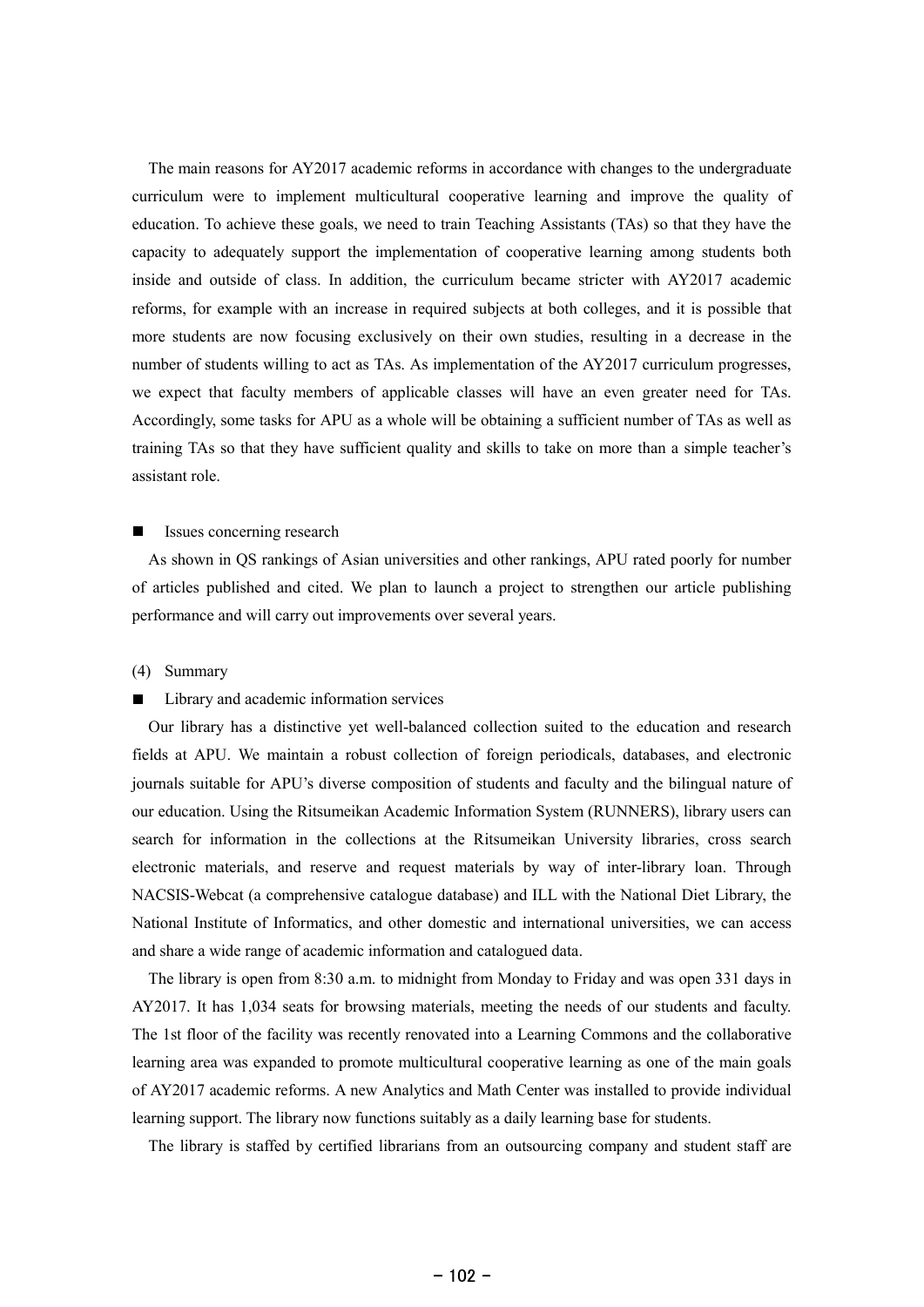The main reasons for AY2017 academic reforms in accordance with changes to the undergraduate curriculum were to implement multicultural cooperative learning and improve the quality of education. To achieve these goals, we need to train Teaching Assistants (TAs) so that they have the capacity to adequately support the implementation of cooperative learning among students both inside and outside of class. In addition, the curriculum became stricter with AY2017 academic reforms, for example with an increase in required subjects at both colleges, and it is possible that more students are now focusing exclusively on their own studies, resulting in a decrease in the number of students willing to act as TAs. As implementation of the AY2017 curriculum progresses, we expect that faculty members of applicable classes will have an even greater need for TAs. Accordingly, some tasks for APU as a whole will be obtaining a sufficient number of TAs as well as training TAs so that they have sufficient quality and skills to take on more than a simple teacher's assistant role.

■ Issues concerning research

As shown in QS rankings of Asian universities and other rankings, APU rated poorly for number of articles published and cited. We plan to launch a project to strengthen our article publishing performance and will carry out improvements over several years.

(4) Summary

■ Library and academic information services

Our library has a distinctive yet well-balanced collection suited to the education and research fields at APU. We maintain a robust collection of foreign periodicals, databases, and electronic journals suitable for APU's diverse composition of students and faculty and the bilingual nature of our education. Using the Ritsumeikan Academic Information System (RUNNERS), library users can search for information in the collections at the Ritsumeikan University libraries, cross search electronic materials, and reserve and request materials by way of inter-library loan. Through NACSIS-Webcat (a comprehensive catalogue database) and ILL with the National Diet Library, the National Institute of Informatics, and other domestic and international universities, we can access and share a wide range of academic information and catalogued data.

The library is open from 8:30 a.m. to midnight from Monday to Friday and was open 331 days in AY2017. It has 1,034 seats for browsing materials, meeting the needs of our students and faculty. The 1st floor of the facility was recently renovated into a Learning Commons and the collaborative learning area was expanded to promote multicultural cooperative learning as one of the main goals of AY2017 academic reforms. A new Analytics and Math Center was installed to provide individual learning support. The library now functions suitably as a daily learning base for students.

The library is staffed by certified librarians from an outsourcing company and student staff are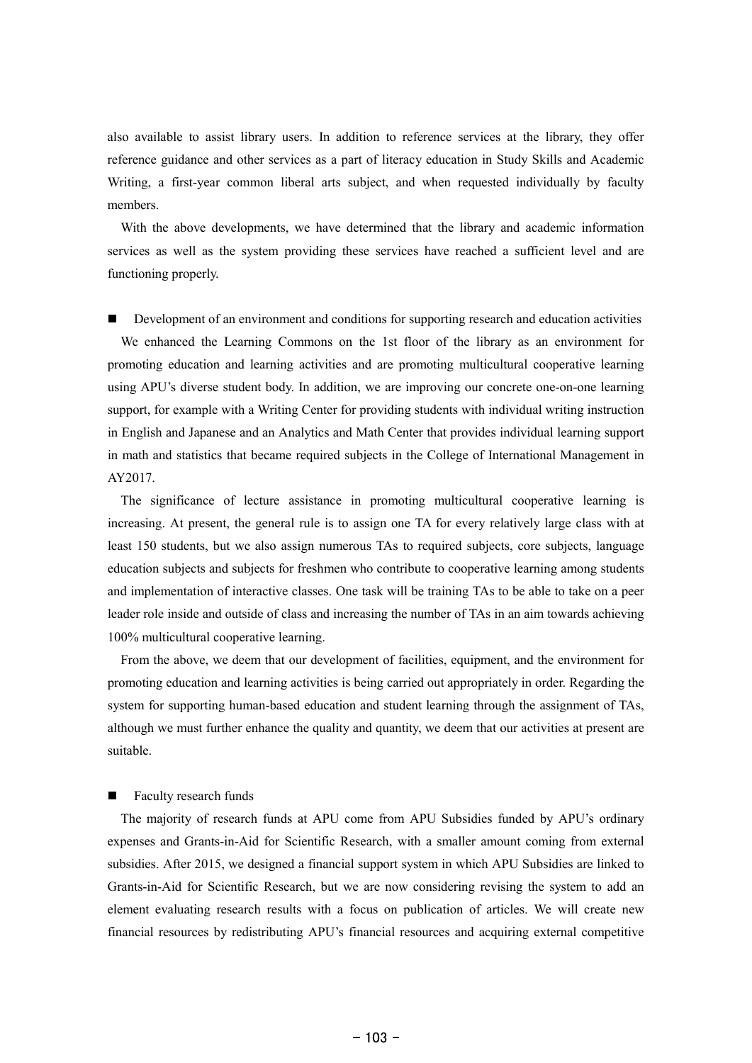also available to assist library users. In addition to reference services at the library, they offer reference guidance and other services as a part of literacy education in Study Skills and Academic Writing, a first-year common liberal arts subject, and when requested individually by faculty members.

With the above developments, we have determined that the library and academic information services as well as the system providing these services have reached a sufficient level and are functioning properly.

■ Development of an environment and conditions for supporting research and education activities

We enhanced the Learning Commons on the 1st floor of the library as an environment for promoting education and learning activities and are promoting multicultural cooperative learning using APU's diverse student body. In addition, we are improving our concrete one-on-one learning support, for example with a Writing Center for providing students with individual writing instruction in English and Japanese and an Analytics and Math Center that provides individual learning support in math and statistics that became required subjects in the College of International Management in AY2017.

The significance of lecture assistance in promoting multicultural cooperative learning is increasing. At present, the general rule is to assign one TA for every relatively large class with at least 150 students, but we also assign numerous TAs to required subjects, core subjects, language education subjects and subjects for freshmen who contribute to cooperative learning among students and implementation of interactive classes. One task will be training TAs to be able to take on a peer leader role inside and outside of class and increasing the number of TAs in an aim towards achieving 100% multicultural cooperative learning.

From the above, we deem that our development of facilities, equipment, and the environment for promoting education and learning activities is being carried out appropriately in order. Regarding the system for supporting human-based education and student learning through the assignment of TAs, although we must further enhance the quality and quantity, we deem that our activities at present are suitable.

■ Faculty research funds

The majority of research funds at APU come from APU Subsidies funded by APU's ordinary expenses and Grants-in-Aid for Scientific Research, with a smaller amount coming from external subsidies. After 2015, we designed a financial support system in which APU Subsidies are linked to Grants-in-Aid for Scientific Research, but we are now considering revising the system to add an element evaluating research results with a focus on publication of articles. We will create new financial resources by redistributing APU's financial resources and acquiring external competitive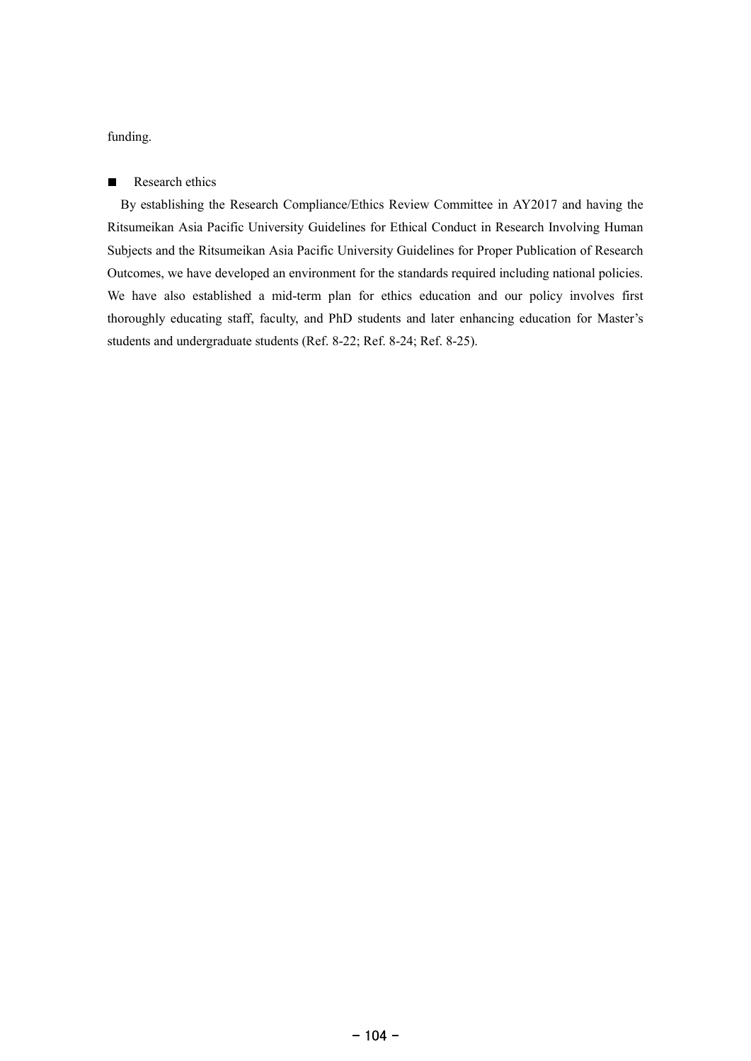funding.

■ Research ethics

By establishing the Research Compliance/Ethics Review Committee in AY2017 and having the Ritsumeikan Asia Pacific University Guidelines for Ethical Conduct in Research Involving Human Subjects and the Ritsumeikan Asia Pacific University Guidelines for Proper Publication of Research Outcomes, we have developed an environment for the standards required including national policies. We have also established a mid-term plan for ethics education and our policy involves first thoroughly educating staff, faculty, and PhD students and later enhancing education for Master's students and undergraduate students (Ref. 8-22; Ref. 8-24; Ref. 8-25).